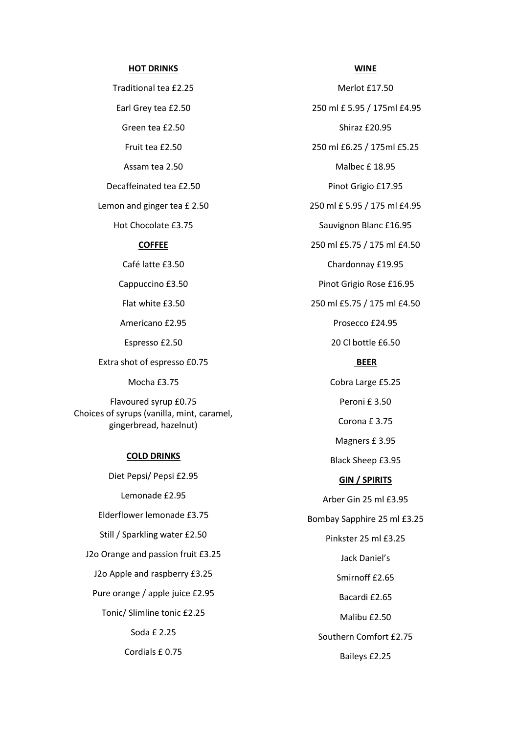## HOT DRINKS

Traditional tea £2.25

Earl Grey tea £2.50

Green tea £2.50

Fruit tea £2.50

Assam tea 2.50

Decaffeinated tea £2.50

Lemon and ginger tea £ 2.50

Hot Chocolate £3.75

## COFFEE

Café latte £3.50

Cappuccino £3.50

Flat white £3.50

Americano £2.95

Espresso £2.50

Extra shot of espresso £0.75

Mocha £3.75

Flavoured syrup £0.75
Choices of syrups (vanilla, mint, caramel, gingerbread, hazelnut)

## COLD DRINKS

Diet Pepsi/ Pepsi £2.95

Lemonade £2.95

Elderflower lemonade £3.75

Still / Sparkling water £2.50

J2o Orange and passion fruit £3.25

J2o Apple and raspberry £3.25

Pure orange / apple juice £2.95

Tonic/ Slimline tonic £2.25

Soda £ 2.25

Cordials £ 0.75

## WINE

Merlot £17.50

250 ml £ 5.95 / 175ml £4.95

Shiraz £20.95

250 ml £6.25 / 175ml £5.25

Malbec £ 18.95

Pinot Grigio £17.95

250 ml £ 5.95 / 175 ml £4.95

Sauvignon Blanc £16.95

250 ml £5.75 / 175 ml £4.50

Chardonnay £19.95

Pinot Grigio Rose £16.95

250 ml £5.75 / 175 ml £4.50

Prosecco £24.95

20 Cl bottle £6.50

## BEER

Cobra Large £5.25

Peroni £ 3.50

Corona £ 3.75

Magners £ 3.95

Black Sheep £3.95

## GIN / SPIRITS

Arber Gin 25 ml £3.95

Bombay Sapphire 25 ml £3.25

Pinkster 25 ml £3.25

Jack Daniel's

Smirnoff £2.65

Bacardi £2.65

Malibu £2.50

Southern Comfort £2.75

Baileys £2.25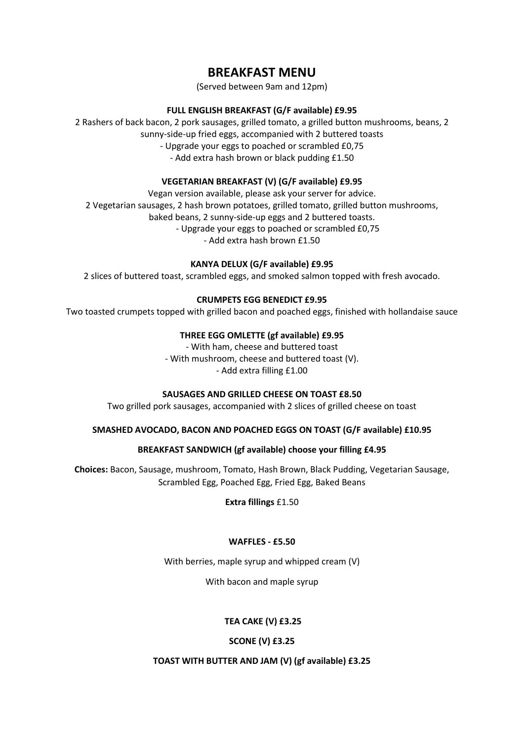# BREAKFAST MENU

(Served between 9am and 12pm)

**FULL ENGLISH BREAKFAST (G/F available) £9.95**

2 Rashers of back bacon, 2 pork sausages, grilled tomato, a grilled button mushrooms, beans, 2 sunny-side-up fried eggs, accompanied with 2 buttered toasts

- Upgrade your eggs to poached or scrambled £0,75
- Add extra hash brown or black pudding £1.50

**VEGETARIAN BREAKFAST (V) (G/F available) £9.95**

Vegan version available, please ask your server for advice.

2 Vegetarian sausages, 2 hash brown potatoes, grilled tomato, grilled button mushrooms, baked beans, 2 sunny-side-up eggs and 2 buttered toasts.

- Upgrade your eggs to poached or scrambled £0,75
- Add extra hash brown £1.50

**KANYA DELUX (G/F available) £9.95**

2 slices of buttered toast, scrambled eggs, and smoked salmon topped with fresh avocado.

**CRUMPETS EGG BENEDICT £9.95**

Two toasted crumpets topped with grilled bacon and poached eggs, finished with hollandaise sauce

**THREE EGG OMLETTE (gf available) £9.95**

- With ham, cheese and buttered toast
- With mushroom, cheese and buttered toast (V).
- Add extra filling £1.00

**SAUSAGES AND GRILLED CHEESE ON TOAST £8.50**

Two grilled pork sausages, accompanied with 2 slices of grilled cheese on toast

**SMASHED AVOCADO, BACON AND POACHED EGGS ON TOAST (G/F available) £10.95**

**BREAKFAST SANDWICH (gf available) choose your filling £4.95**

**Choices:** Bacon, Sausage, mushroom, Tomato, Hash Brown, Black Pudding, Vegetarian Sausage, Scrambled Egg, Poached Egg, Fried Egg, Baked Beans

**Extra fillings** £1.50

**WAFFLES - £5.50**

With berries, maple syrup and whipped cream (V)

With bacon and maple syrup

**TEA CAKE (V) £3.25**

**SCONE (V) £3.25**

**TOAST WITH BUTTER AND JAM (V) (gf available) £3.25**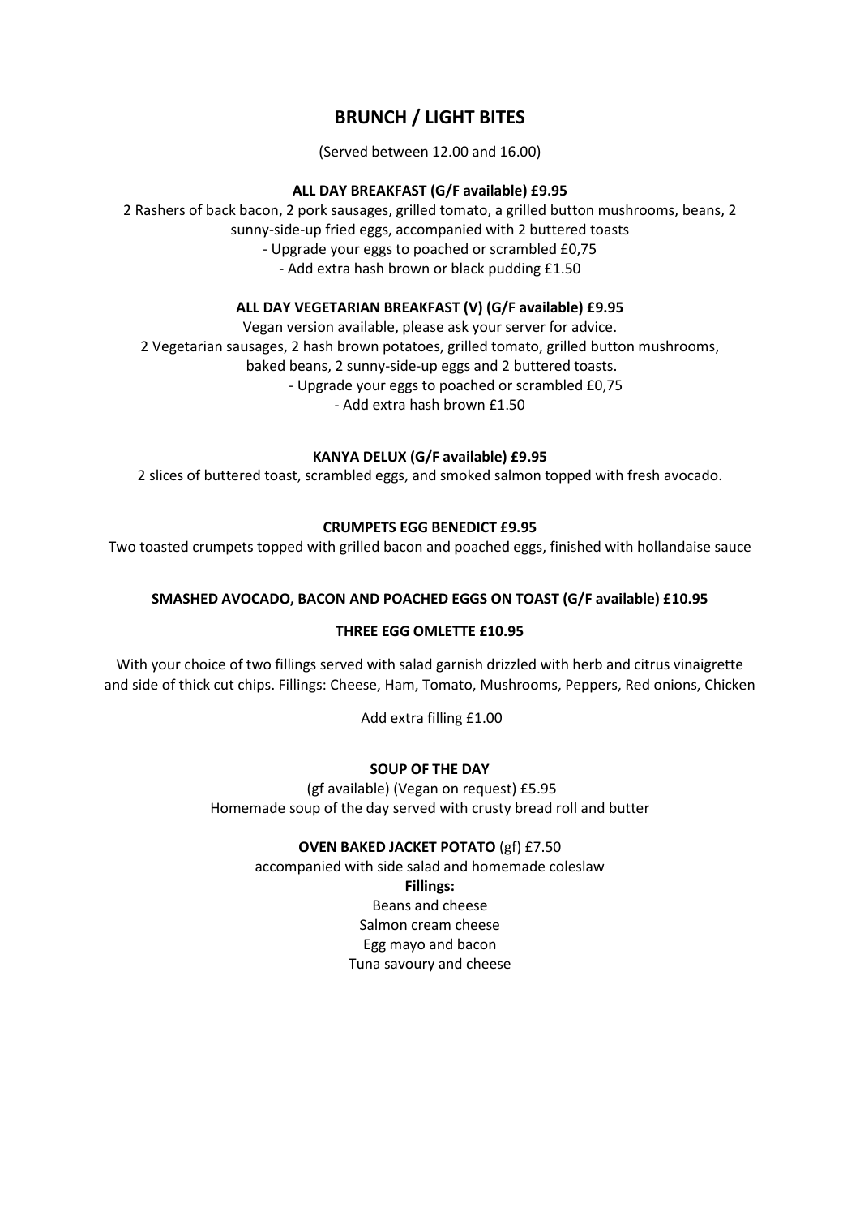# BRUNCH / LIGHT BITES

(Served between 12.00 and 16.00)

**ALL DAY BREAKFAST (G/F available) £9.95**

2 Rashers of back bacon, 2 pork sausages, grilled tomato, a grilled button mushrooms, beans, 2 sunny-side-up fried eggs, accompanied with 2 buttered toasts

- Upgrade your eggs to poached or scrambled £0,75
- Add extra hash brown or black pudding £1.50

**ALL DAY VEGETARIAN BREAKFAST (V) (G/F available) £9.95**

Vegan version available, please ask your server for advice.

2 Vegetarian sausages, 2 hash brown potatoes, grilled tomato, grilled button mushrooms, baked beans, 2 sunny-side-up eggs and 2 buttered toasts.

- Upgrade your eggs to poached or scrambled £0,75
- Add extra hash brown £1.50

**KANYA DELUX (G/F available) £9.95**

2 slices of buttered toast, scrambled eggs, and smoked salmon topped with fresh avocado.

**CRUMPETS EGG BENEDICT £9.95**

Two toasted crumpets topped with grilled bacon and poached eggs, finished with hollandaise sauce

**SMASHED AVOCADO, BACON AND POACHED EGGS ON TOAST (G/F available) £10.95**

**THREE EGG OMLETTE £10.95**

With your choice of two fillings served with salad garnish drizzled with herb and citrus vinaigrette and side of thick cut chips. Fillings: Cheese, Ham, Tomato, Mushrooms, Peppers, Red onions, Chicken

Add extra filling £1.00

**SOUP OF THE DAY**

(gf available) (Vegan on request) £5.95

Homemade soup of the day served with crusty bread roll and butter

**OVEN BAKED JACKET POTATO** (gf) £7.50

accompanied with side salad and homemade coleslaw

**Fillings:**

Beans and cheese

Salmon cream cheese

Egg mayo and bacon

Tuna savoury and cheese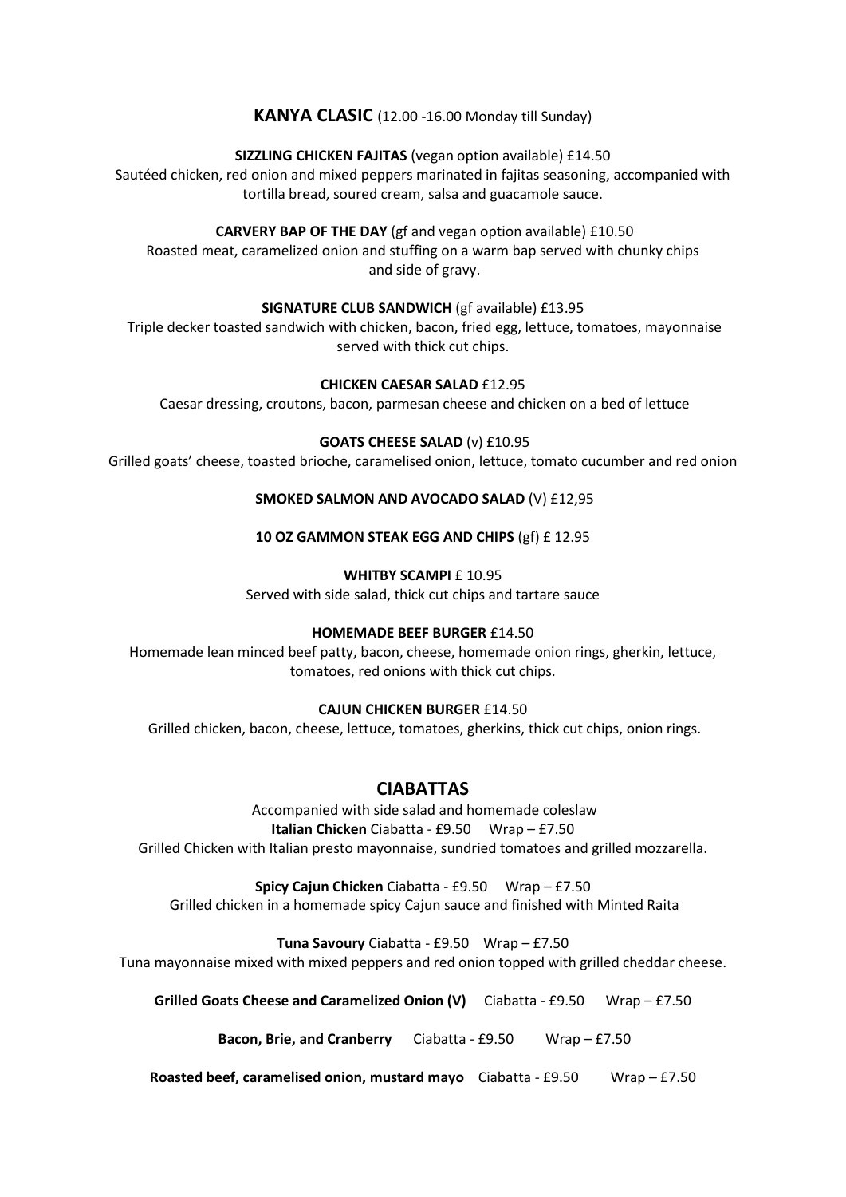## **KANYA CLASIC** (12.00 -16.00 Monday till Sunday)

**SIZZLING CHICKEN FAJITAS** (vegan option available) £14.50
Sautéed chicken, red onion and mixed peppers marinated in fajitas seasoning, accompanied with tortilla bread, soured cream, salsa and guacamole sauce.

**CARVERY BAP OF THE DAY** (gf and vegan option available) £10.50
Roasted meat, caramelized onion and stuffing on a warm bap served with chunky chips and side of gravy.

**SIGNATURE CLUB SANDWICH** (gf available) £13.95
Triple decker toasted sandwich with chicken, bacon, fried egg, lettuce, tomatoes, mayonnaise served with thick cut chips.

**CHICKEN CAESAR SALAD** £12.95
Caesar dressing, croutons, bacon, parmesan cheese and chicken on a bed of lettuce

**GOATS CHEESE SALAD** (v) £10.95
Grilled goats' cheese, toasted brioche, caramelised onion, lettuce, tomato cucumber and red onion

**SMOKED SALMON AND AVOCADO SALAD** (V) £12,95

**10 OZ GAMMON STEAK EGG AND CHIPS** (gf) £ 12.95

**WHITBY SCAMPI** £ 10.95
Served with side salad, thick cut chips and tartare sauce

**HOMEMADE BEEF BURGER** £14.50
Homemade lean minced beef patty, bacon, cheese, homemade onion rings, gherkin, lettuce, tomatoes, red onions with thick cut chips.

**CAJUN CHICKEN BURGER** £14.50
Grilled chicken, bacon, cheese, lettuce, tomatoes, gherkins, thick cut chips, onion rings.

## **CIABATTAS**

Accompanied with side salad and homemade coleslaw

**Italian Chicken** Ciabatta - £9.50 Wrap – £7.50
Grilled Chicken with Italian presto mayonnaise, sundried tomatoes and grilled mozzarella.

**Spicy Cajun Chicken** Ciabatta - £9.50 Wrap – £7.50
Grilled chicken in a homemade spicy Cajun sauce and finished with Minted Raita

**Tuna Savoury** Ciabatta - £9.50 Wrap – £7.50
Tuna mayonnaise mixed with mixed peppers and red onion topped with grilled cheddar cheese.

**Grilled Goats Cheese and Caramelized Onion (V)** Ciabatta - £9.50 Wrap – £7.50

**Bacon, Brie, and Cranberry** Ciabatta - £9.50 Wrap – £7.50

**Roasted beef, caramelised onion, mustard mayo** Ciabatta - £9.50 Wrap – £7.50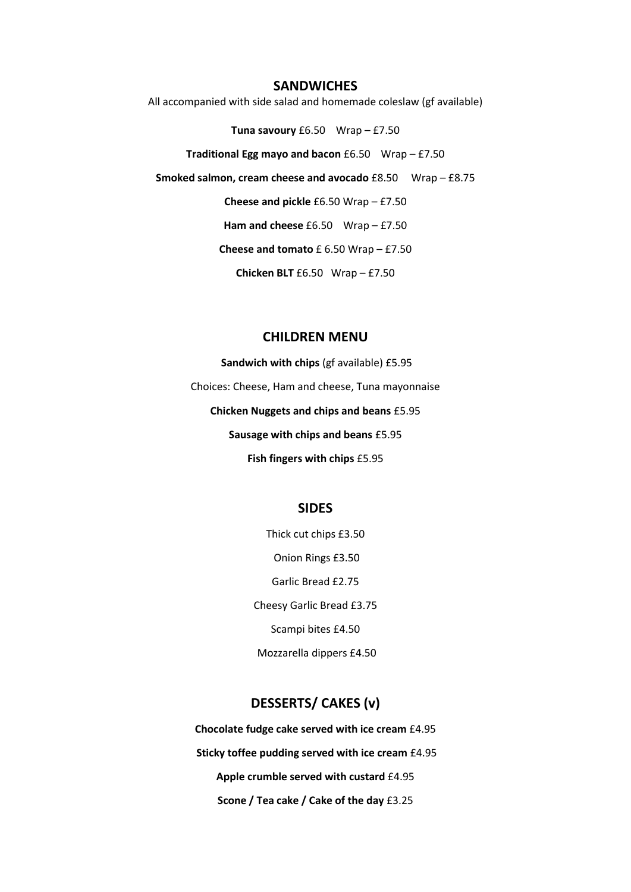## SANDWICHES

All accompanied with side salad and homemade coleslaw (gf available)

**Tuna savoury** £6.50 Wrap – £7.50

**Traditional Egg mayo and bacon** £6.50 Wrap – £7.50

**Smoked salmon, cream cheese and avocado** £8.50 Wrap – £8.75

**Cheese and pickle** £6.50 Wrap – £7.50

**Ham and cheese** £6.50 Wrap – £7.50

**Cheese and tomato** £ 6.50 Wrap – £7.50

**Chicken BLT** £6.50 Wrap – £7.50

## CHILDREN MENU

**Sandwich with chips** (gf available) £5.95

Choices: Cheese, Ham and cheese, Tuna mayonnaise

**Chicken Nuggets and chips and beans** £5.95

**Sausage with chips and beans** £5.95

**Fish fingers with chips** £5.95

## SIDES

Thick cut chips £3.50

Onion Rings £3.50

Garlic Bread £2.75

Cheesy Garlic Bread £3.75

Scampi bites £4.50

Mozzarella dippers £4.50

## DESSERTS/ CAKES (v)

**Chocolate fudge cake served with ice cream** £4.95

**Sticky toffee pudding served with ice cream** £4.95

**Apple crumble served with custard** £4.95

**Scone / Tea cake / Cake of the day** £3.25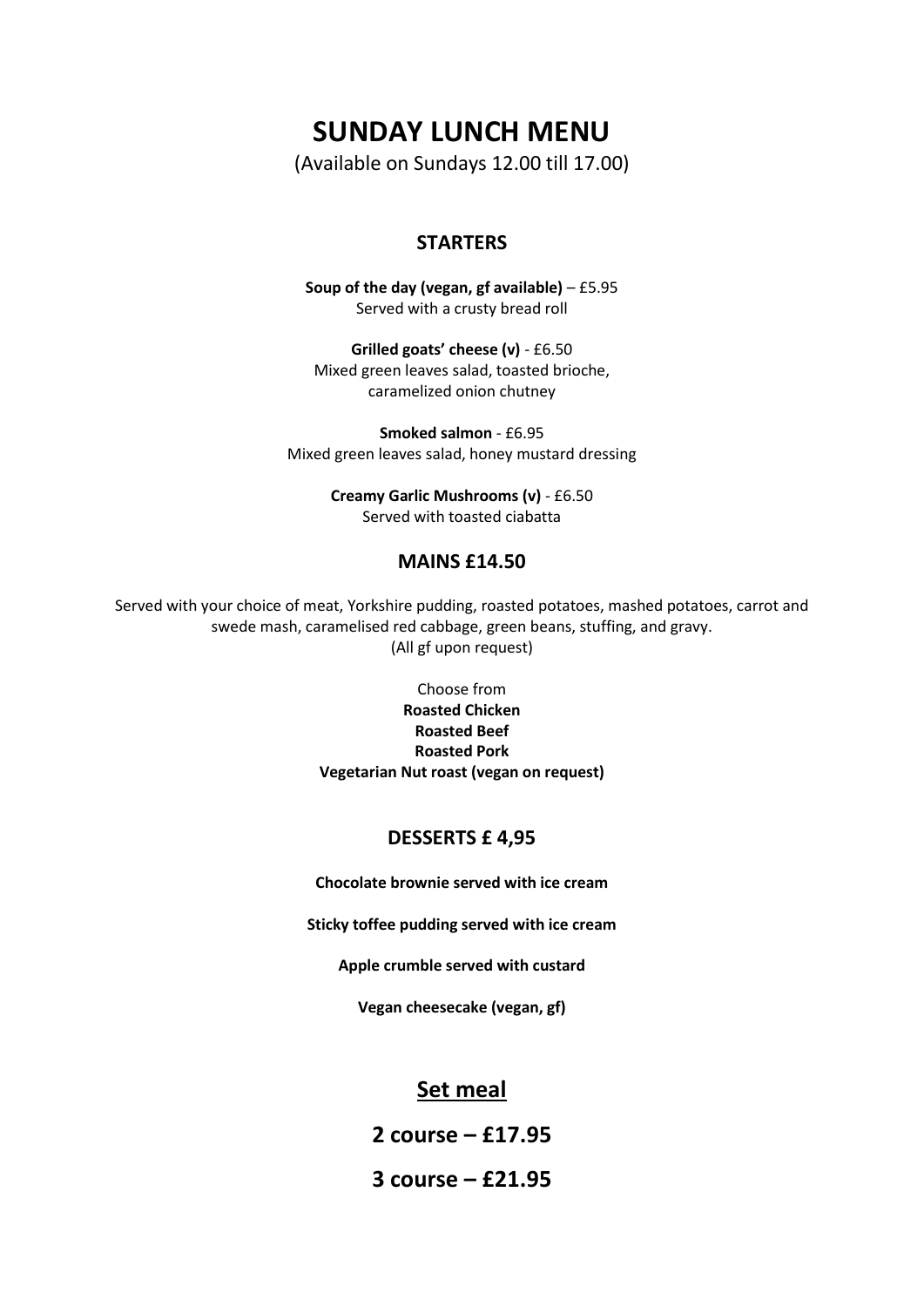# SUNDAY LUNCH MENU

(Available on Sundays 12.00 till 17.00)

## STARTERS

**Soup of the day (vegan, gf available)** – £5.95
Served with a crusty bread roll

**Grilled goats' cheese (v)** - £6.50
Mixed green leaves salad, toasted brioche, caramelized onion chutney

**Smoked salmon** - £6.95
Mixed green leaves salad, honey mustard dressing

**Creamy Garlic Mushrooms (v)** - £6.50
Served with toasted ciabatta

## MAINS £14.50

Served with your choice of meat, Yorkshire pudding, roasted potatoes, mashed potatoes, carrot and swede mash, caramelised red cabbage, green beans, stuffing, and gravy.
(All gf upon request)

Choose from
**Roasted Chicken**
**Roasted Beef**
**Roasted Pork**
**Vegetarian Nut roast (vegan on request)**

## DESSERTS £ 4,95

**Chocolate brownie served with ice cream**

**Sticky toffee pudding served with ice cream**

**Apple crumble served with custard**

**Vegan cheesecake (vegan, gf)**

## <u>Set meal</u>

**2 course – £17.95**

**3 course – £21.95**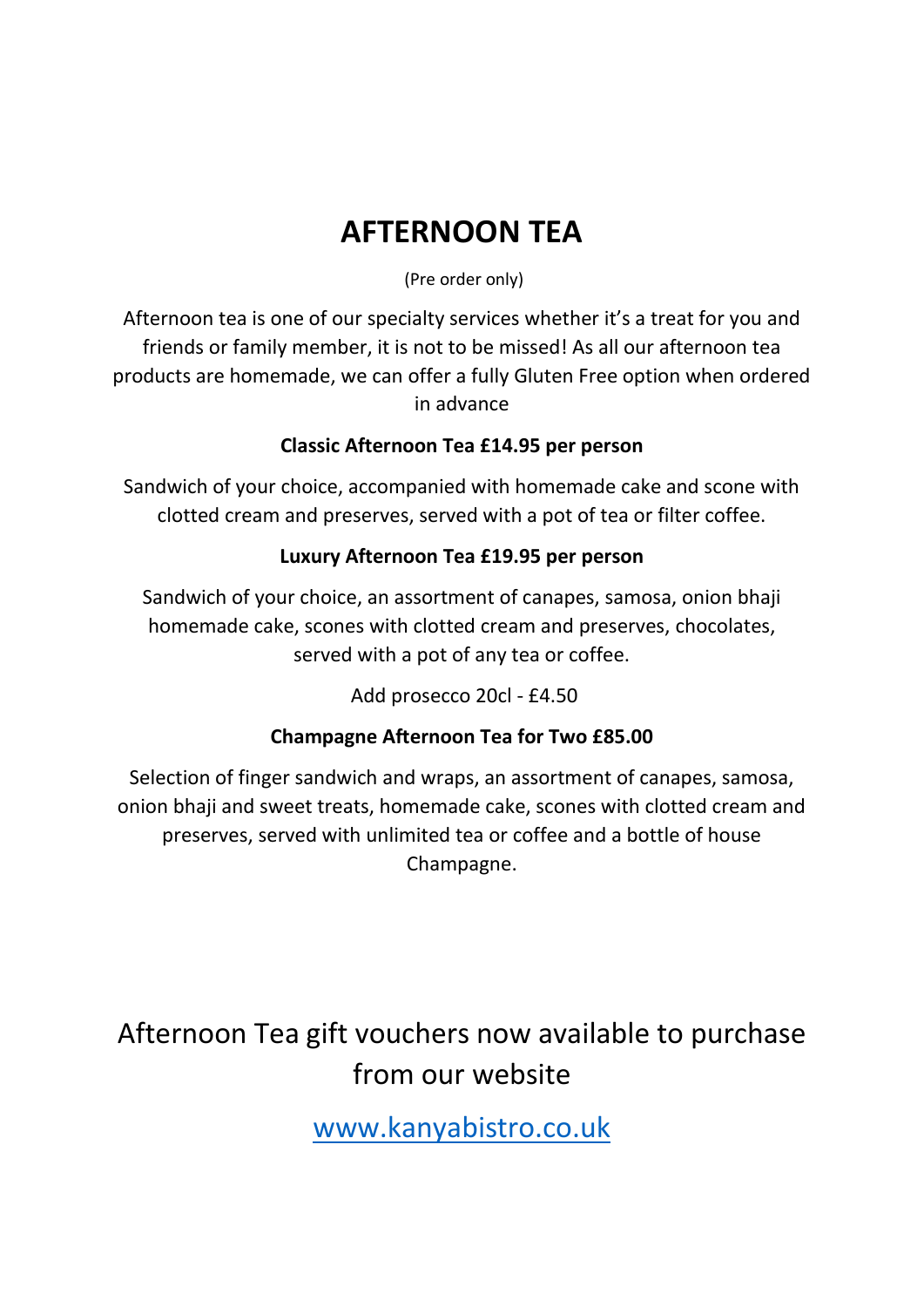# AFTERNOON TEA

(Pre order only)

Afternoon tea is one of our specialty services whether it's a treat for you and friends or family member, it is not to be missed! As all our afternoon tea products are homemade, we can offer a fully Gluten Free option when ordered in advance

**Classic Afternoon Tea £14.95 per person**

Sandwich of your choice, accompanied with homemade cake and scone with clotted cream and preserves, served with a pot of tea or filter coffee.

**Luxury Afternoon Tea £19.95 per person**

Sandwich of your choice, an assortment of canapes, samosa, onion bhaji homemade cake, scones with clotted cream and preserves, chocolates, served with a pot of any tea or coffee.

Add prosecco 20cl - £4.50

**Champagne Afternoon Tea for Two £85.00**

Selection of finger sandwich and wraps, an assortment of canapes, samosa, onion bhaji and sweet treats, homemade cake, scones with clotted cream and preserves, served with unlimited tea or coffee and a bottle of house Champagne.

Afternoon Tea gift vouchers now available to purchase from our website

www.kanyabistro.co.uk